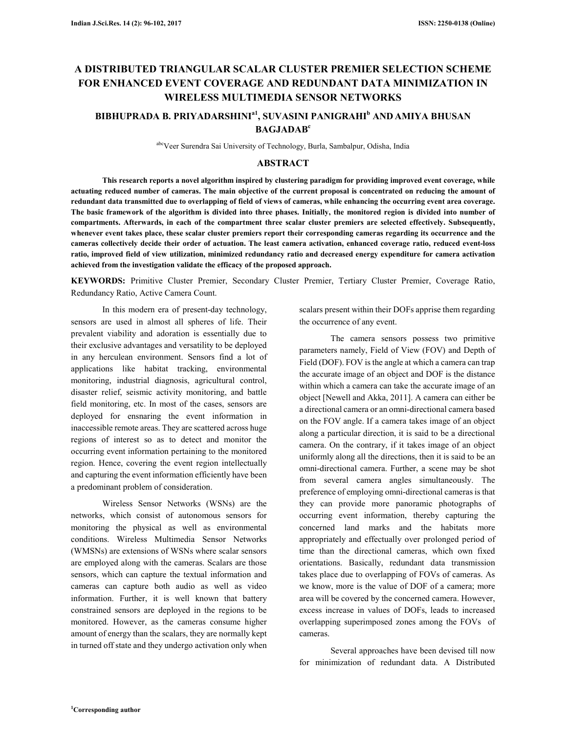# A DISTRIBUTED TRIANGULAR SCALAR CLUSTER PREMIER SELECTION SCHEME FOR ENHANCED EVENT COVERAGE AND REDUNDANT DATA MINIMIZATION IN WIRELESS MULTIMEDIA SENSOR NETWORKS

**BIBHUPRADA B. PRIYADARSHINI[a1], SUVASINI PANIGRAHI[b] AND AMIYA BHUSAN BAGJADAB[c]**

[abc]Veer Surendra Sai University of Technology, Burla, Sambalpur, Odisha, India

## ABSTRACT

**This research reports a novel algorithm inspired by clustering paradigm for providing improved event coverage, while actuating reduced number of cameras. The main objective of the current proposal is concentrated on reducing the amount of redundant data transmitted due to overlapping of field of views of cameras, while enhancing the occurring event area coverage. The basic framework of the algorithm is divided into three phases. Initially, the monitored region is divided into number of compartments. Afterwards, in each of the compartment three scalar cluster premiers are selected effectively. Subsequently, whenever event takes place, these scalar cluster premiers report their corresponding cameras regarding its occurrence and the cameras collectively decide their order of actuation. The least camera activation, enhanced coverage ratio, reduced event-loss ratio, improved field of view utilization, minimized redundancy ratio and decreased energy expenditure for camera activation achieved from the investigation validate the efficacy of the proposed approach.**

**KEYWORDS:** Primitive Cluster Premier, Secondary Cluster Premier, Tertiary Cluster Premier, Coverage Ratio, Redundancy Ratio, Active Camera Count.

In this modern era of present-day technology, sensors are used in almost all spheres of life. Their prevalent viability and adoration is essentially due to their exclusive advantages and versatility to be deployed in any herculean environment. Sensors find a lot of applications like habitat tracking, environmental monitoring, industrial diagnosis, agricultural control, disaster relief, seismic activity monitoring, and battle field monitoring, etc. In most of the cases, sensors are deployed for ensnaring the event information in inaccessible remote areas. They are scattered across huge regions of interest so as to detect and monitor the occurring event information pertaining to the monitored region. Hence, covering the event region intellectually and capturing the event information efficiently have been a predominant problem of consideration.

Wireless Sensor Networks (WSNs) are the networks, which consist of autonomous sensors for monitoring the physical as well as environmental conditions. Wireless Multimedia Sensor Networks (WMSNs) are extensions of WSNs where scalar sensors are employed along with the cameras. Scalars are those sensors, which can capture the textual information and cameras can capture both audio as well as video information. Further, it is well known that battery constrained sensors are deployed in the regions to be monitored. However, as the cameras consume higher amount of energy than the scalars, they are normally kept in turned off state and they undergo activation only when scalars present within their DOFs apprise them regarding the occurrence of any event.

The camera sensors possess two primitive parameters namely, Field of View (FOV) and Depth of Field (DOF). FOV is the angle at which a camera can trap the accurate image of an object and DOF is the distance within which a camera can take the accurate image of an object [Newell and Akka, 2011]. A camera can either be a directional camera or an omni-directional camera based on the FOV angle. If a camera takes image of an object along a particular direction, it is said to be a directional camera. On the contrary, if it takes image of an object uniformly along all the directions, then it is said to be an omni-directional camera. Further, a scene may be shot from several camera angles simultaneously. The preference of employing omni-directional cameras is that they can provide more panoramic photographs of occurring event information, thereby capturing the concerned land marks and the habitats more appropriately and effectually over prolonged period of time than the directional cameras, which own fixed orientations. Basically, redundant data transmission takes place due to overlapping of FOVs of cameras. As we know, more is the value of DOF of a camera; more area will be covered by the concerned camera. However, excess increase in values of DOFs, leads to increased overlapping superimposed zones among the FOVs of cameras.

Several approaches have been devised till now for minimization of redundant data. A Distributed

[1]Corresponding author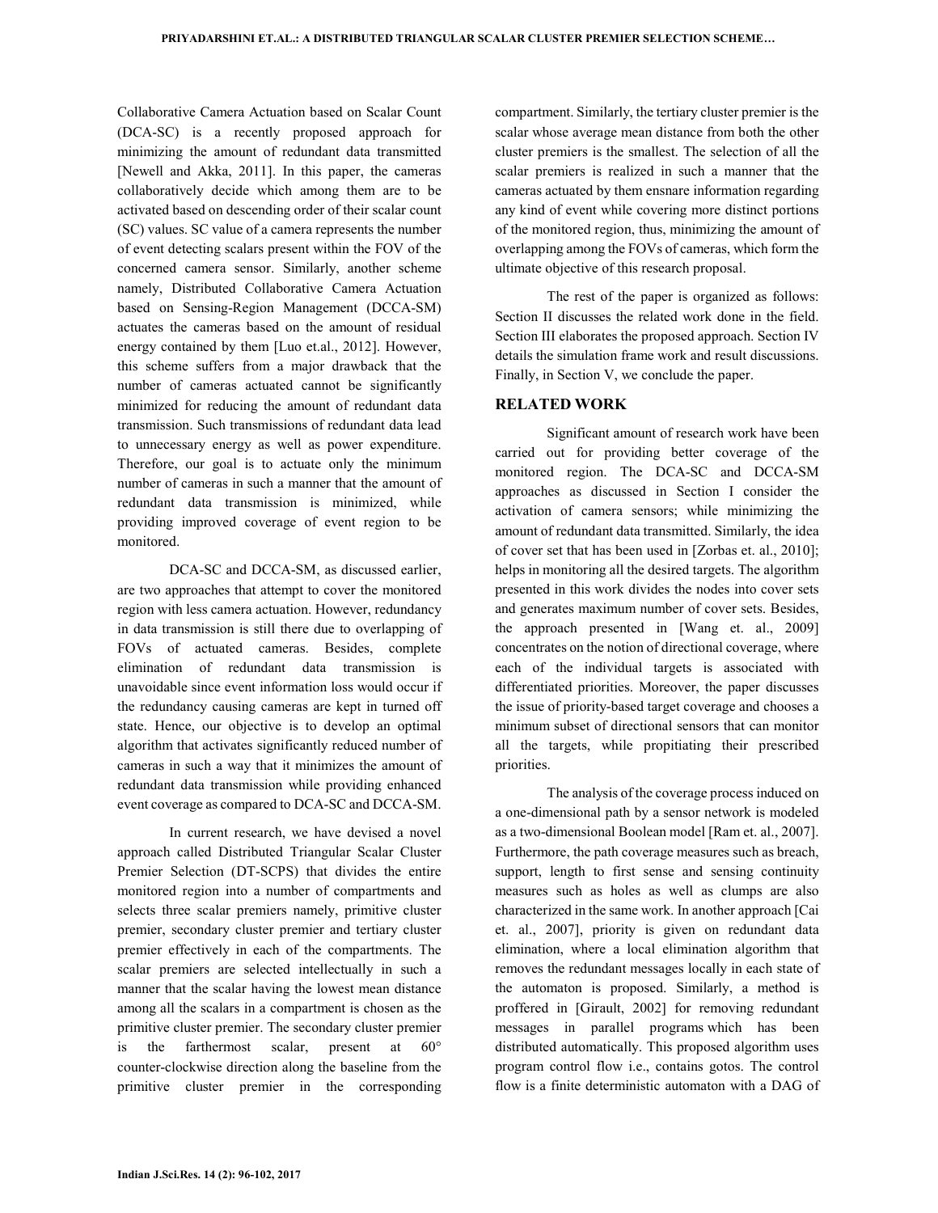Collaborative Camera Actuation based on Scalar Count (DCA-SC) is a recently proposed approach for minimizing the amount of redundant data transmitted [Newell and Akka, 2011]. In this paper, the cameras collaboratively decide which among them are to be activated based on descending order of their scalar count (SC) values. SC value of a camera represents the number of event detecting scalars present within the FOV of the concerned camera sensor. Similarly, another scheme namely, Distributed Collaborative Camera Actuation based on Sensing-Region Management (DCCA-SM) actuates the cameras based on the amount of residual energy contained by them [Luo et.al., 2012]. However, this scheme suffers from a major drawback that the number of cameras actuated cannot be significantly minimized for reducing the amount of redundant data transmission. Such transmissions of redundant data lead to unnecessary energy as well as power expenditure. Therefore, our goal is to actuate only the minimum number of cameras in such a manner that the amount of redundant data transmission is minimized, while providing improved coverage of event region to be monitored.

DCA-SC and DCCA-SM, as discussed earlier, are two approaches that attempt to cover the monitored region with less camera actuation. However, redundancy in data transmission is still there due to overlapping of FOVs of actuated cameras. Besides, complete elimination of redundant data transmission is unavoidable since event information loss would occur if the redundancy causing cameras are kept in turned off state. Hence, our objective is to develop an optimal algorithm that activates significantly reduced number of cameras in such a way that it minimizes the amount of redundant data transmission while providing enhanced event coverage as compared to DCA-SC and DCCA-SM.

In current research, we have devised a novel approach called Distributed Triangular Scalar Cluster Premier Selection (DT-SCPS) that divides the entire monitored region into a number of compartments and selects three scalar premiers namely, primitive cluster premier, secondary cluster premier and tertiary cluster premier effectively in each of the compartments. The scalar premiers are selected intellectually in such a manner that the scalar having the lowest mean distance among all the scalars in a compartment is chosen as the primitive cluster premier. The secondary cluster premier is the farthermost scalar, present at 60° counter-clockwise direction along the baseline from the primitive cluster premier in the corresponding compartment. Similarly, the tertiary cluster premier is the scalar whose average mean distance from both the other cluster premiers is the smallest. The selection of all the scalar premiers is realized in such a manner that the cameras actuated by them ensnare information regarding any kind of event while covering more distinct portions of the monitored region, thus, minimizing the amount of overlapping among the FOVs of cameras, which form the ultimate objective of this research proposal.

The rest of the paper is organized as follows: Section II discusses the related work done in the field. Section III elaborates the proposed approach. Section IV details the simulation frame work and result discussions. Finally, in Section V, we conclude the paper.

## RELATED WORK

Significant amount of research work have been carried out for providing better coverage of the monitored region. The DCA-SC and DCCA-SM approaches as discussed in Section I consider the activation of camera sensors; while minimizing the amount of redundant data transmitted. Similarly, the idea of cover set that has been used in [Zorbas et. al., 2010]; helps in monitoring all the desired targets. The algorithm presented in this work divides the nodes into cover sets and generates maximum number of cover sets. Besides, the approach presented in [Wang et. al., 2009] concentrates on the notion of directional coverage, where each of the individual targets is associated with differentiated priorities. Moreover, the paper discusses the issue of priority-based target coverage and chooses a minimum subset of directional sensors that can monitor all the targets, while propitiating their prescribed priorities.

The analysis of the coverage process induced on a one-dimensional path by a sensor network is modeled as a two-dimensional Boolean model [Ram et. al., 2007]. Furthermore, the path coverage measures such as breach, support, length to first sense and sensing continuity measures such as holes as well as clumps are also characterized in the same work. In another approach [Cai et. al., 2007], priority is given on redundant data elimination, where a local elimination algorithm that removes the redundant messages locally in each state of the automaton is proposed. Similarly, a method is proffered in [Girault, 2002] for removing redundant messages in parallel programs which has been distributed automatically. This proposed algorithm uses program control flow i.e., contains gotos. The control flow is a finite deterministic automaton with a DAG of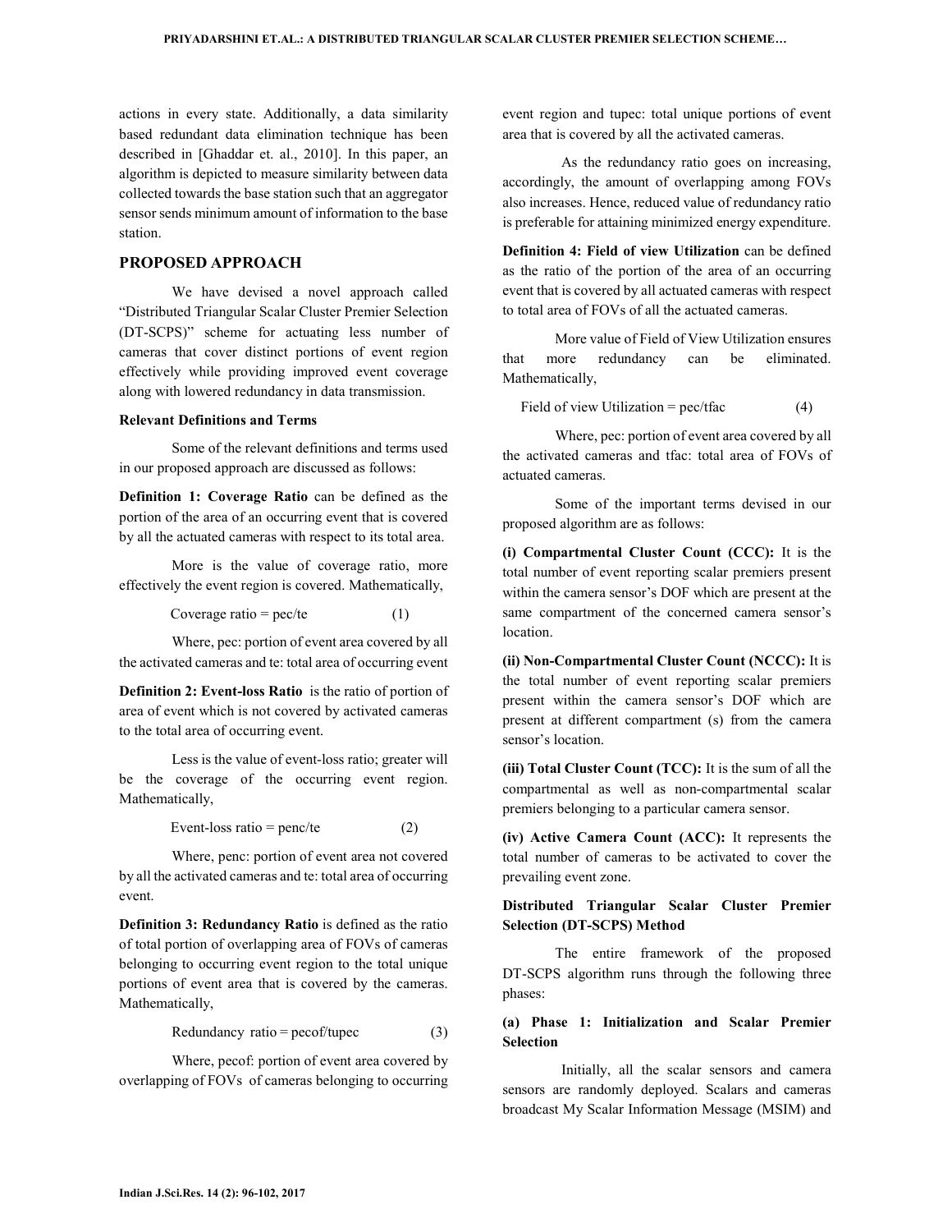actions in every state. Additionally, a data similarity based redundant data elimination technique has been described in [Ghaddar et. al., 2010]. In this paper, an algorithm is depicted to measure similarity between data collected towards the base station such that an aggregator sensor sends minimum amount of information to the base station.

## PROPOSED APPROACH

We have devised a novel approach called "Distributed Triangular Scalar Cluster Premier Selection (DT-SCPS)" scheme for actuating less number of cameras that cover distinct portions of event region effectively while providing improved event coverage along with lowered redundancy in data transmission.

### Relevant Definitions and Terms

Some of the relevant definitions and terms used in our proposed approach are discussed as follows:

**Definition 1: Coverage Ratio** can be defined as the portion of the area of an occurring event that is covered by all the actuated cameras with respect to its total area.

More is the value of coverage ratio, more effectively the event region is covered. Mathematically,

$$\text{Coverage ratio} = pec/te \qquad (1)$$

Where, pec: portion of event area covered by all the activated cameras and te: total area of occurring event

**Definition 2: Event-loss Ratio** is the ratio of portion of area of event which is not covered by activated cameras to the total area of occurring event.

Less is the value of event-loss ratio; greater will be the coverage of the occurring event region. Mathematically,

$$\text{Event-loss ratio} = penc/te \qquad (2)$$

Where, penc: portion of event area not covered by all the activated cameras and te: total area of occurring event.

**Definition 3: Redundancy Ratio** is defined as the ratio of total portion of overlapping area of FOVs of cameras belonging to occurring event region to the total unique portions of event area that is covered by the cameras. Mathematically,

$$\text{Redundancy ratio} = pecof/tupec \qquad (3)$$

Where, pecof: portion of event area covered by overlapping of FOVs of cameras belonging to occurring event region and tupec: total unique portions of event area that is covered by all the activated cameras.

As the redundancy ratio goes on increasing, accordingly, the amount of overlapping among FOVs also increases. Hence, reduced value of redundancy ratio is preferable for attaining minimized energy expenditure.

**Definition 4: Field of view Utilization** can be defined as the ratio of the portion of the area of an occurring event that is covered by all actuated cameras with respect to total area of FOVs of all the actuated cameras.

More value of Field of View Utilization ensures that more redundancy can be eliminated. Mathematically,

$$\text{Field of view Utilization} = pec/tfac \qquad (4)$$

Where, pec: portion of event area covered by all the activated cameras and tfac: total area of FOVs of actuated cameras.

Some of the important terms devised in our proposed algorithm are as follows:

**(i) Compartmental Cluster Count (CCC):** It is the total number of event reporting scalar premiers present within the camera sensor's DOF which are present at the same compartment of the concerned camera sensor's location.

**(ii) Non-Compartmental Cluster Count (NCCC):** It is the total number of event reporting scalar premiers present within the camera sensor's DOF which are present at different compartment (s) from the camera sensor's location.

**(iii) Total Cluster Count (TCC):** It is the sum of all the compartmental as well as non-compartmental scalar premiers belonging to a particular camera sensor.

**(iv) Active Camera Count (ACC):** It represents the total number of cameras to be activated to cover the prevailing event zone.

### Distributed Triangular Scalar Cluster Premier Selection (DT-SCPS) Method

The entire framework of the proposed DT-SCPS algorithm runs through the following three phases:

#### (a) Phase 1: Initialization and Scalar Premier Selection

Initially, all the scalar sensors and camera sensors are randomly deployed. Scalars and cameras broadcast My Scalar Information Message (MSIM) and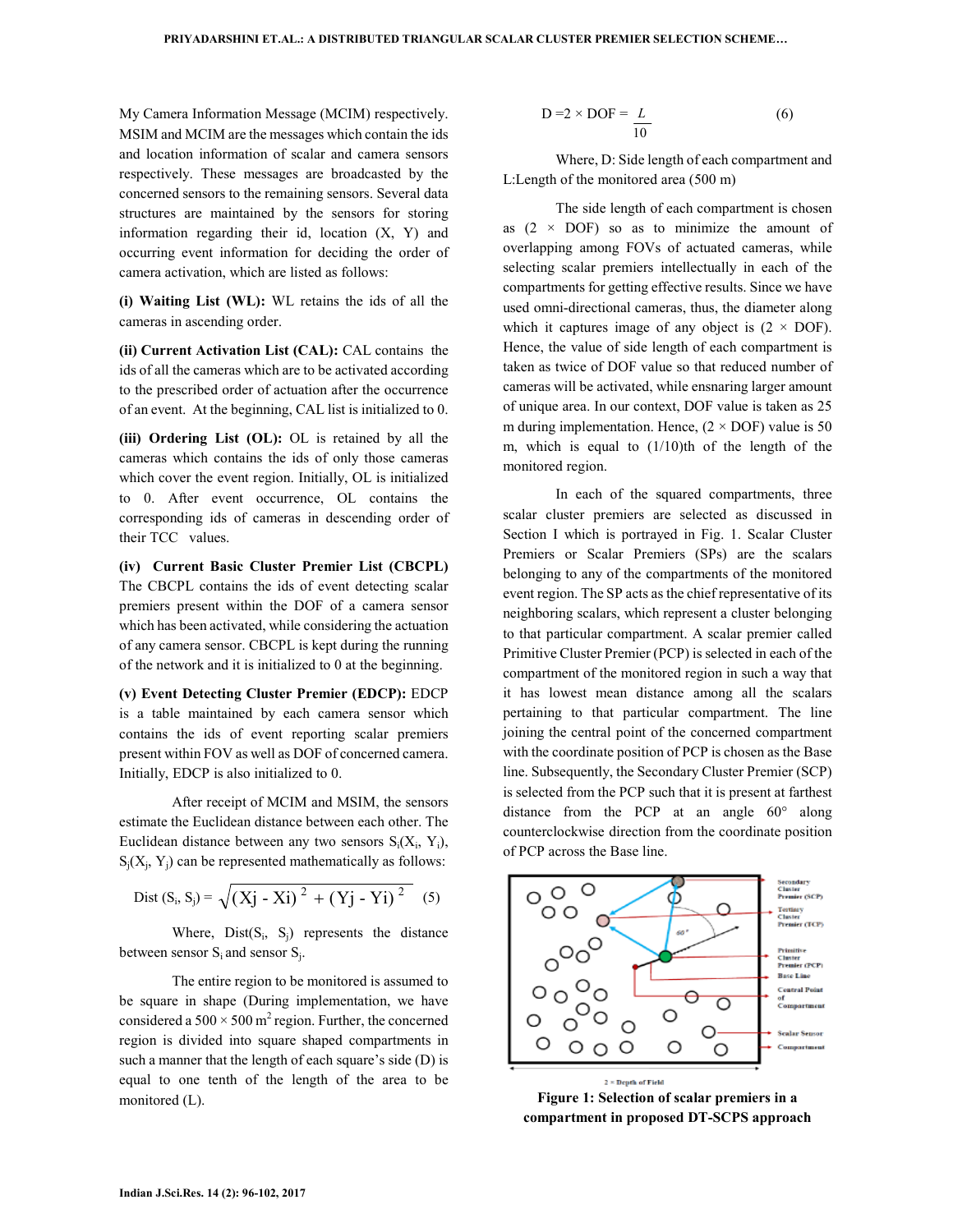My Camera Information Message (MCIM) respectively. MSIM and MCIM are the messages which contain the ids and location information of scalar and camera sensors respectively. These messages are broadcasted by the concerned sensors to the remaining sensors. Several data structures are maintained by the sensors for storing information regarding their id, location (X, Y) and occurring event information for deciding the order of camera activation, which are listed as follows:

**(i) Waiting List (WL):** WL retains the ids of all the cameras in ascending order.

**(ii) Current Activation List (CAL):** CAL contains the ids of all the cameras which are to be activated according to the prescribed order of actuation after the occurrence of an event. At the beginning, CAL list is initialized to 0.

**(iii) Ordering List (OL):** OL is retained by all the cameras which contains the ids of only those cameras which cover the event region. Initially, OL is initialized to 0. After event occurrence, OL contains the corresponding ids of cameras in descending order of their TCC values.

**(iv) Current Basic Cluster Premier List (CBCPL)** The CBCPL contains the ids of event detecting scalar premiers present within the DOF of a camera sensor which has been activated, while considering the actuation of any camera sensor. CBCPL is kept during the running of the network and it is initialized to 0 at the beginning.

**(v) Event Detecting Cluster Premier (EDCP):** EDCP is a table maintained by each camera sensor which contains the ids of event reporting scalar premiers present within FOV as well as DOF of concerned camera. Initially, EDCP is also initialized to 0.

After receipt of MCIM and MSIM, the sensors estimate the Euclidean distance between each other. The Euclidean distance between any two sensors $S_i(X_i, Y_i)$, $S_j(X_j, Y_j)$ can be represented mathematically as follows:

$$\text{Dist}(S_i, S_j) = \sqrt{(Xj - Xi)^2 + (Yj - Yi)^2} \quad (5)$$

Where, $\text{Dist}(S_i, S_j)$ represents the distance between sensor $S_i$ and sensor $S_j$.

The entire region to be monitored is assumed to be square in shape (During implementation, we have considered a $500 \times 500$ m$^2$ region. Further, the concerned region is divided into square shaped compartments in such a manner that the length of each square's side (D) is equal to one tenth of the length of the area to be monitored (L).

$$D = 2 \times DOF = \frac{L}{10} \quad (6)$$

Where, D: Side length of each compartment and L:Length of the monitored area (500 m)

The side length of each compartment is chosen as ($2 \times$ DOF) so as to minimize the amount of overlapping among FOVs of actuated cameras, while selecting scalar premiers intellectually in each of the compartments for getting effective results. Since we have used omni-directional cameras, thus, the diameter along which it captures image of any object is ($2 \times$ DOF). Hence, the value of side length of each compartment is taken as twice of DOF value so that reduced number of cameras will be activated, while ensnaring larger amount of unique area. In our context, DOF value is taken as 25 m during implementation. Hence, ($2 \times$ DOF) value is 50 m, which is equal to (1/10)th of the length of the monitored region.

In each of the squared compartments, three scalar cluster premiers are selected as discussed in Section I which is portrayed in Fig. 1. Scalar Cluster Premiers or Scalar Premiers (SPs) are the scalars belonging to any of the compartments of the monitored event region. The SP acts as the chief representative of its neighboring scalars, which represent a cluster belonging to that particular compartment. A scalar premier called Primitive Cluster Premier (PCP) is selected in each of the compartment of the monitored region in such a way that it has lowest mean distance among all the scalars pertaining to that particular compartment. The line joining the central point of the concerned compartment with the coordinate position of PCP is chosen as the Base line. Subsequently, the Secondary Cluster Premier (SCP) is selected from the PCP such that it is present at farthest distance from the PCP at an angle 60° along counterclockwise direction from the coordinate position of PCP across the Base line.

**Figure 1: Selection of scalar premiers in a compartment in proposed DT-SCPS approach**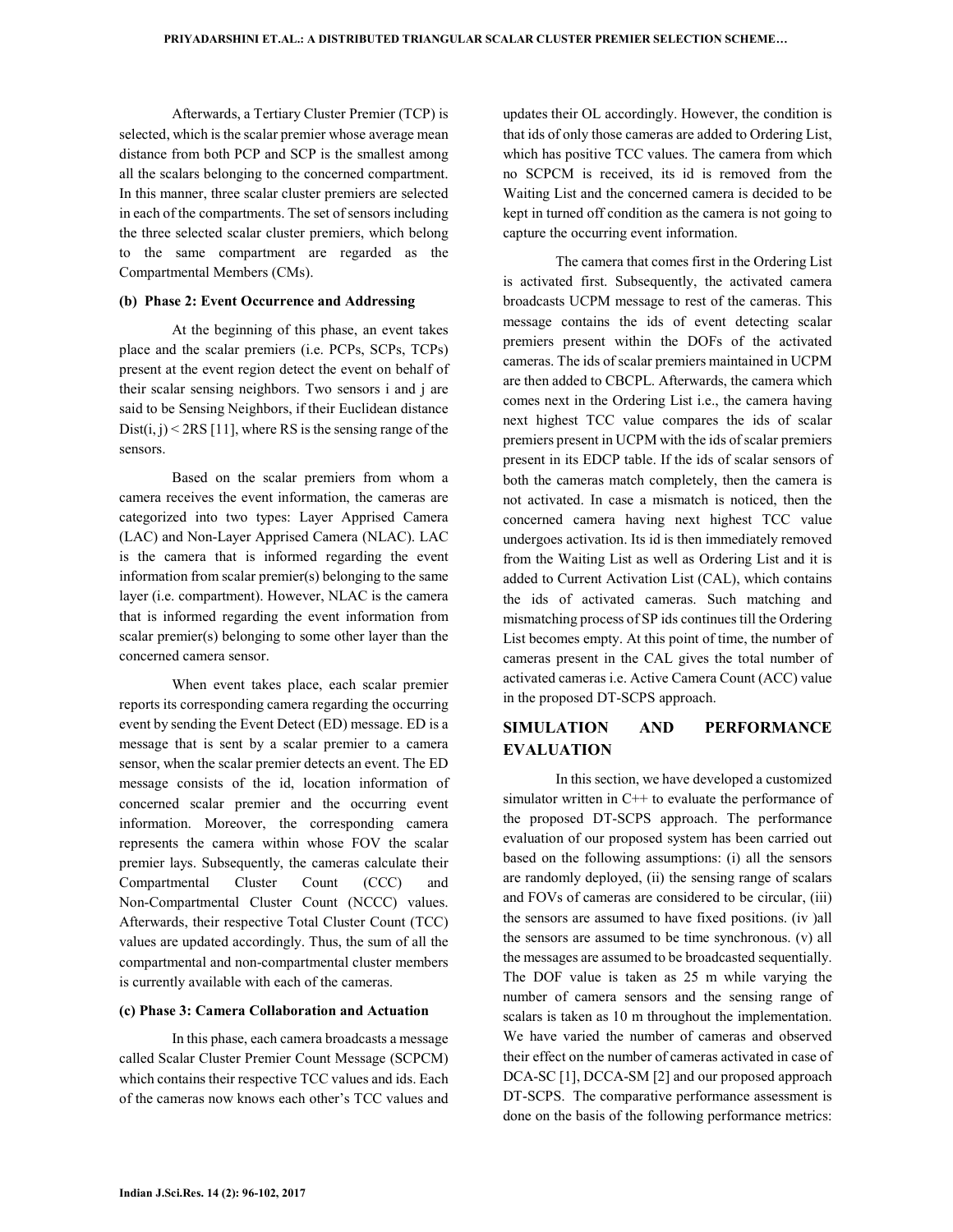Afterwards, a Tertiary Cluster Premier (TCP) is selected, which is the scalar premier whose average mean distance from both PCP and SCP is the smallest among all the scalars belonging to the concerned compartment. In this manner, three scalar cluster premiers are selected in each of the compartments. The set of sensors including the three selected scalar cluster premiers, which belong to the same compartment are regarded as the Compartmental Members (CMs).

### (b) Phase 2: Event Occurrence and Addressing

At the beginning of this phase, an event takes place and the scalar premiers (i.e. PCPs, SCPs, TCPs) present at the event region detect the event on behalf of their scalar sensing neighbors. Two sensors i and j are said to be Sensing Neighbors, if their Euclidean distance $Dist(i, j) < 2RS$ [11], where RS is the sensing range of the sensors.

Based on the scalar premiers from whom a camera receives the event information, the cameras are categorized into two types: Layer Apprised Camera (LAC) and Non-Layer Apprised Camera (NLAC). LAC is the camera that is informed regarding the event information from scalar premier(s) belonging to the same layer (i.e. compartment). However, NLAC is the camera that is informed regarding the event information from scalar premier(s) belonging to some other layer than the concerned camera sensor.

When event takes place, each scalar premier reports its corresponding camera regarding the occurring event by sending the Event Detect (ED) message. ED is a message that is sent by a scalar premier to a camera sensor, when the scalar premier detects an event. The ED message consists of the id, location information of concerned scalar premier and the occurring event information. Moreover, the corresponding camera represents the camera within whose FOV the scalar premier lays. Subsequently, the cameras calculate their Compartmental Cluster Count (CCC) and Non-Compartmental Cluster Count (NCCC) values. Afterwards, their respective Total Cluster Count (TCC) values are updated accordingly. Thus, the sum of all the compartmental and non-compartmental cluster members is currently available with each of the cameras.

### (c) Phase 3: Camera Collaboration and Actuation

In this phase, each camera broadcasts a message called Scalar Cluster Premier Count Message (SCPCM) which contains their respective TCC values and ids. Each of the cameras now knows each other's TCC values and updates their OL accordingly. However, the condition is that ids of only those cameras are added to Ordering List, which has positive TCC values. The camera from which no SCPCM is received, its id is removed from the Waiting List and the concerned camera is decided to be kept in turned off condition as the camera is not going to capture the occurring event information.

The camera that comes first in the Ordering List is activated first. Subsequently, the activated camera broadcasts UCPM message to rest of the cameras. This message contains the ids of event detecting scalar premiers present within the DOFs of the activated cameras. The ids of scalar premiers maintained in UCPM are then added to CBCPL. Afterwards, the camera which comes next in the Ordering List i.e., the camera having next highest TCC value compares the ids of scalar premiers present in UCPM with the ids of scalar premiers present in its EDCP table. If the ids of scalar sensors of both the cameras match completely, then the camera is not activated. In case a mismatch is noticed, then the concerned camera having next highest TCC value undergoes activation. Its id is then immediately removed from the Waiting List as well as Ordering List and it is added to Current Activation List (CAL), which contains the ids of activated cameras. Such matching and mismatching process of SP ids continues till the Ordering List becomes empty. At this point of time, the number of cameras present in the CAL gives the total number of activated cameras i.e. Active Camera Count (ACC) value in the proposed DT-SCPS approach.

## SIMULATION AND PERFORMANCE EVALUATION

In this section, we have developed a customized simulator written in C++ to evaluate the performance of the proposed DT-SCPS approach. The performance evaluation of our proposed system has been carried out based on the following assumptions: (i) all the sensors are randomly deployed, (ii) the sensing range of scalars and FOVs of cameras are considered to be circular, (iii) the sensors are assumed to have fixed positions. (iv )all the sensors are assumed to be time synchronous. (v) all the messages are assumed to be broadcasted sequentially. The DOF value is taken as 25 m while varying the number of camera sensors and the sensing range of scalars is taken as 10 m throughout the implementation. We have varied the number of cameras and observed their effect on the number of cameras activated in case of DCA-SC [1], DCCA-SM [2] and our proposed approach DT-SCPS. The comparative performance assessment is done on the basis of the following performance metrics: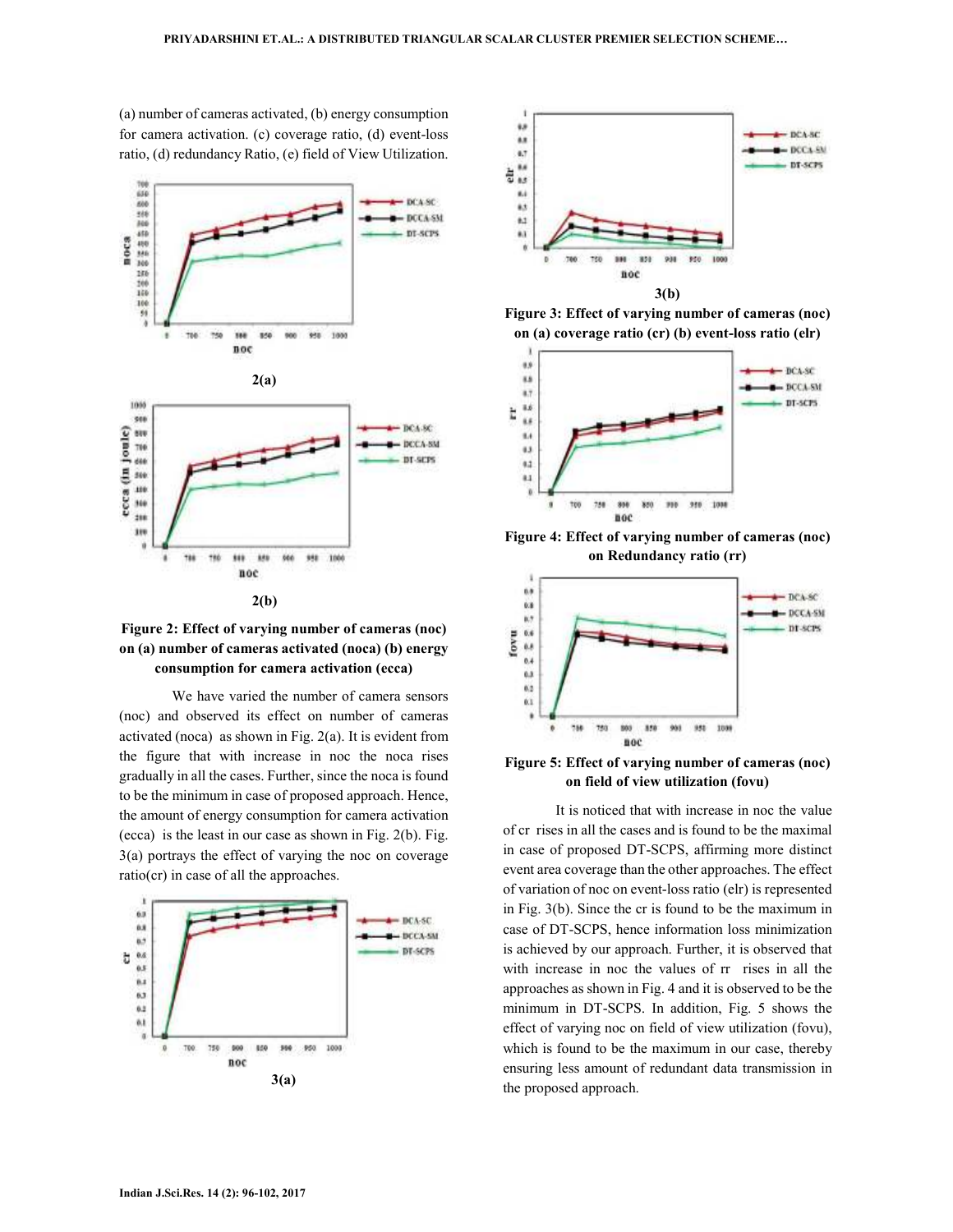(a) number of cameras activated, (b) energy consumption for camera activation. (c) coverage ratio, (d) event-loss ratio, (d) redundancy Ratio, (e) field of View Utilization.

2(a)

2(b)

**Figure 2: Effect of varying number of cameras (noc) on (a) number of cameras activated (noca) (b) energy consumption for camera activation (ecca)**

We have varied the number of camera sensors (noc) and observed its effect on number of cameras activated (noca) as shown in Fig. 2(a). It is evident from the figure that with increase in noc the noca rises gradually in all the cases. Further, since the noca is found to be the minimum in case of proposed approach. Hence, the amount of energy consumption for camera activation (ecca) is the least in our case as shown in Fig. 2(b). Fig. 3(a) portrays the effect of varying the noc on coverage ratio(cr) in case of all the approaches.

3(a)

3(b)

**Figure 3: Effect of varying number of cameras (noc) on (a) coverage ratio (cr) (b) event-loss ratio (elr)**

**Figure 4: Effect of varying number of cameras (noc) on Redundancy ratio (rr)**

**Figure 5: Effect of varying number of cameras (noc) on field of view utilization (fovu)**

It is noticed that with increase in noc the value of cr rises in all the cases and is found to be the maximal in case of proposed DT-SCPS, affirming more distinct event area coverage than the other approaches. The effect of variation of noc on event-loss ratio (elr) is represented in Fig. 3(b). Since the cr is found to be the maximum in case of DT-SCPS, hence information loss minimization is achieved by our approach. Further, it is observed that with increase in noc the values of rr rises in all the approaches as shown in Fig. 4 and it is observed to be the minimum in DT-SCPS. In addition, Fig. 5 shows the effect of varying noc on field of view utilization (fovu), which is found to be the maximum in our case, thereby ensuring less amount of redundant data transmission in the proposed approach.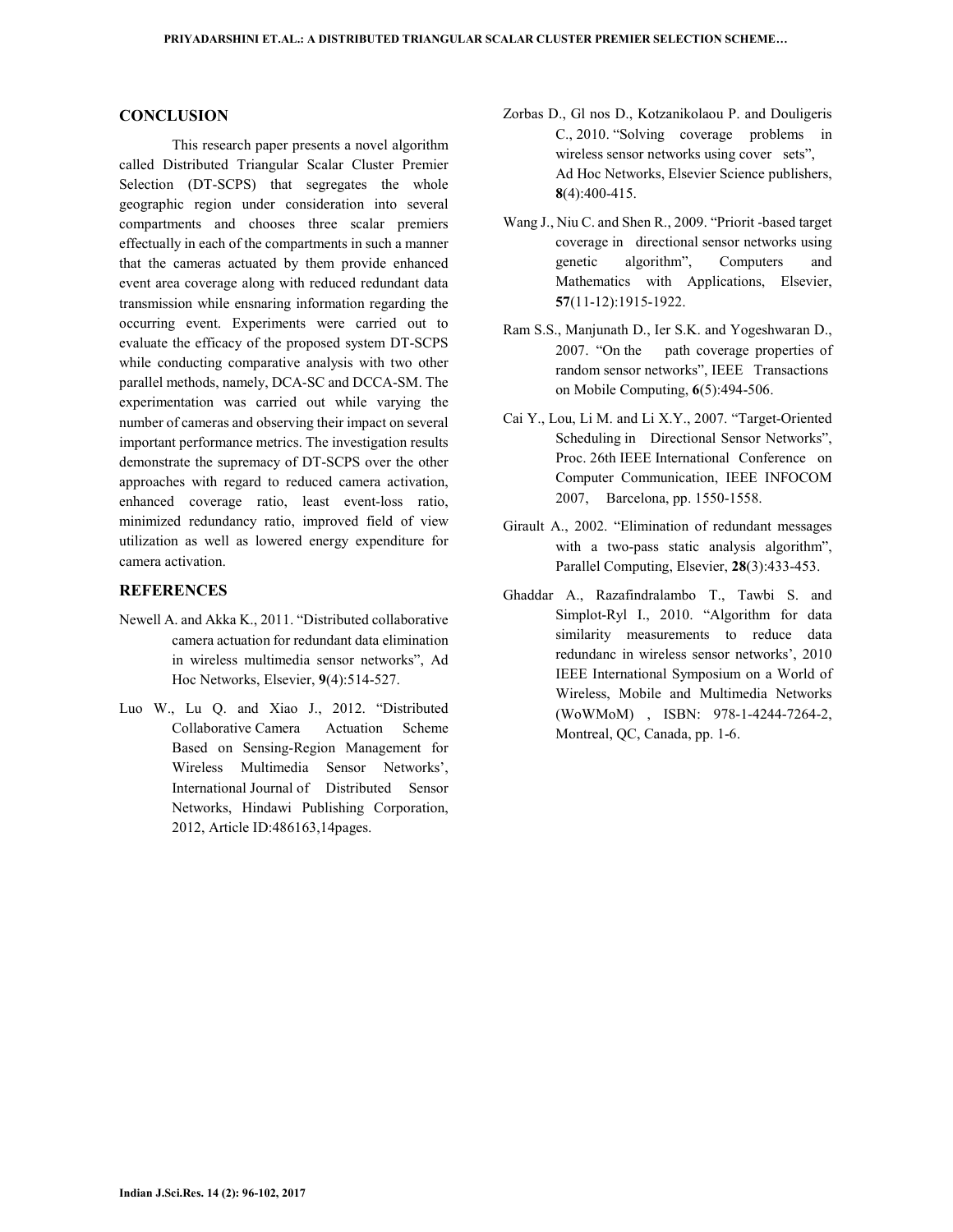## CONCLUSION

This research paper presents a novel algorithm called Distributed Triangular Scalar Cluster Premier Selection (DT-SCPS) that segregates the whole geographic region under consideration into several compartments and chooses three scalar premiers effectually in each of the compartments in such a manner that the cameras actuated by them provide enhanced event area coverage along with reduced redundant data transmission while ensnaring information regarding the occurring event. Experiments were carried out to evaluate the efficacy of the proposed system DT-SCPS while conducting comparative analysis with two other parallel methods, namely, DCA-SC and DCCA-SM. The experimentation was carried out while varying the number of cameras and observing their impact on several important performance metrics. The investigation results demonstrate the supremacy of DT-SCPS over the other approaches with regard to reduced camera activation, enhanced coverage ratio, least event-loss ratio, minimized redundancy ratio, improved field of view utilization as well as lowered energy expenditure for camera activation.

## REFERENCES

Newell A. and Akka K., 2011. "Distributed collaborative camera actuation for redundant data elimination in wireless multimedia sensor networks", Ad Hoc Networks, Elsevier, **9**(4):514-527.

Luo W., Lu Q. and Xiao J., 2012. "Distributed Collaborative Camera Actuation Scheme Based on Sensing-Region Management for Wireless Multimedia Sensor Networks', International Journal of Distributed Sensor Networks, Hindawi Publishing Corporation, 2012, Article ID:486163,14pages.

Zorbas D., Gl nos D., Kotzanikolaou P. and Douligeris C., 2010. "Solving coverage problems in wireless sensor networks using cover sets", Ad Hoc Networks, Elsevier Science publishers, **8**(4):400-415.

Wang J., Niu C. and Shen R., 2009. "Priorit -based target coverage in directional sensor networks using genetic algorithm", Computers and Mathematics with Applications, Elsevier, **57**(11-12):1915-1922.

Ram S.S., Manjunath D., Ier S.K. and Yogeshwaran D., 2007. "On the path coverage properties of random sensor networks", IEEE Transactions on Mobile Computing, **6**(5):494-506.

Cai Y., Lou, Li M. and Li X.Y., 2007. "Target-Oriented Scheduling in Directional Sensor Networks", Proc. 26th IEEE International Conference on Computer Communication, IEEE INFOCOM 2007, Barcelona, pp. 1550-1558.

Girault A., 2002. "Elimination of redundant messages with a two-pass static analysis algorithm", Parallel Computing, Elsevier, **28**(3):433-453.

Ghaddar A., Razafindralambo T., Tawbi S. and Simplot-Ryl I., 2010. "Algorithm for data similarity measurements to reduce data redundanc in wireless sensor networks', 2010 IEEE International Symposium on a World of Wireless, Mobile and Multimedia Networks (WoWMoM) , ISBN: 978-1-4244-7264-2, Montreal, QC, Canada, pp. 1-6.